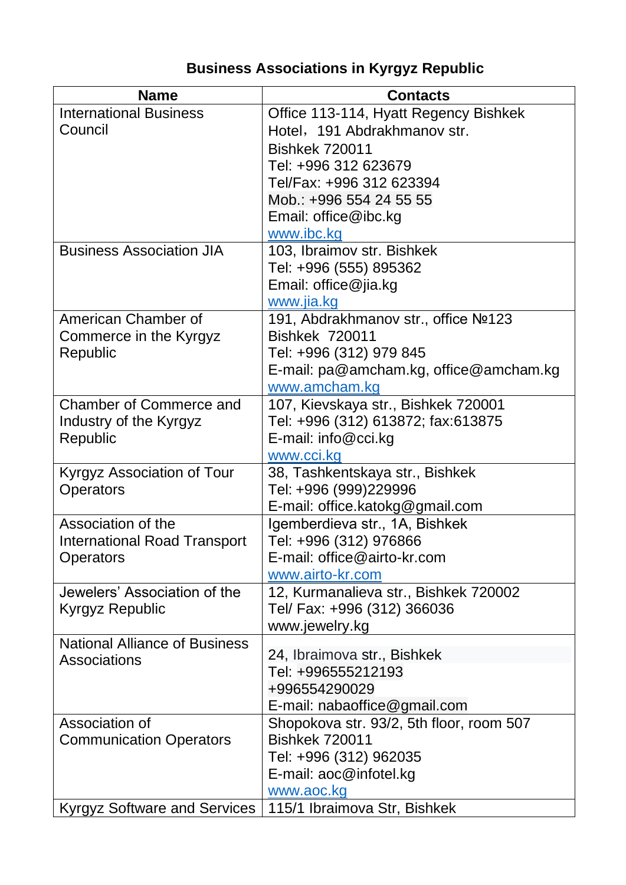# Business Associations in Kyrgyz Republic

| Name | Contacts |
|---|---|
| International Business Council | Office 113-114, Hyatt Regency Bishkek Hotel，191 Abdrakhmanov str.<br>Bishkek 720011<br>Tel: +996 312 623679<br>Tel/Fax: +996 312 623394<br>Mob.: +996 554 24 55 55<br>Email: office@ibc.kg<br>www.ibc.kg |
| Business Association JIA | 103, Ibraimov str. Bishkek<br>Tel: +996 (555) 895362<br>Email: office@jia.kg<br>www.jia.kg |
| American Chamber of Commerce in the Kyrgyz Republic | 191, Abdrakhmanov str., office №123<br>Bishkek 720011<br>Tel: +996 (312) 979 845<br>E-mail: pa@amcham.kg, office@amcham.kg<br>www.amcham.kg |
| Chamber of Commerce and Industry of the Kyrgyz Republic | 107, Kievskaya str., Bishkek 720001<br>Tel: +996 (312) 613872; fax:613875<br>E-mail: info@cci.kg<br>www.cci.kg |
| Kyrgyz Association of Tour Operators | 38, Tashkentskaya str., Bishkek<br>Tel: +996 (999)229996<br>E-mail: office.katokg@gmail.com |
| Association of the International Road Transport Operators | Igemberdieva str., 1A, Bishkek<br>Tel: +996 (312) 976866<br>E-mail: office@airto-kr.com<br>www.airto-kr.com |
| Jewelers' Association of the Kyrgyz Republic | 12, Kurmanalieva str., Bishkek 720002<br>Tel/ Fax: +996 (312) 366036<br>www.jewelry.kg |
| National Alliance of Business Associations | 24, Ibraimova str., Bishkek<br>Tel: +996555212193<br>+996554290029<br>E-mail: nabaoffice@gmail.com |
| Association of Communication Operators | Shopokova str. 93/2, 5th floor, room 507<br>Bishkek 720011<br>Tel: +996 (312) 962035<br>E-mail: aoc@infotel.kg<br>www.aoc.kg |
| Kyrgyz Software and Services | 115/1 Ibraimova Str, Bishkek |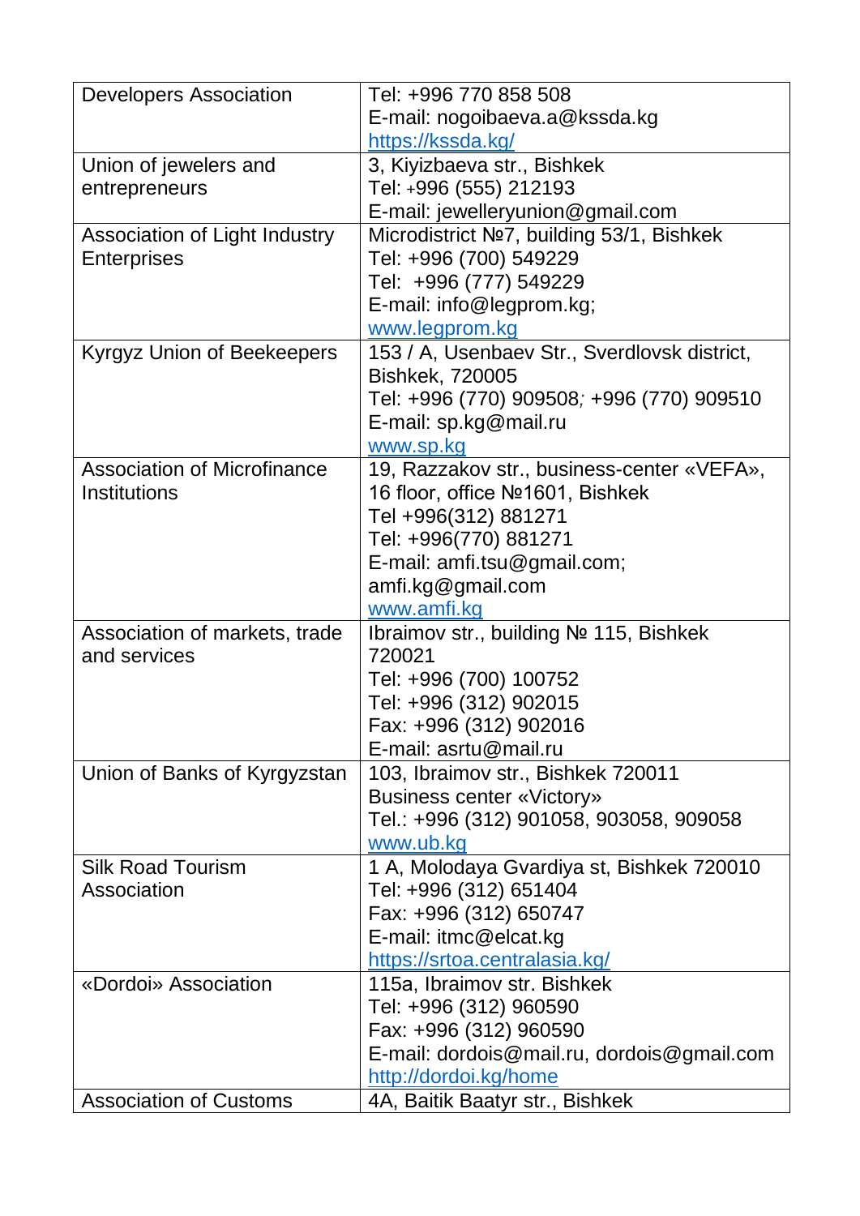| | |
|---|---|
| Developers Association | Tel: +996 770 858 508<br>E-mail: nogoibaeva.a@kssda.kg<br>https://kssda.kg/ |
| Union of jewelers and entrepreneurs | 3, Kiyizbaeva str., Bishkek<br>Tel: +996 (555) 212193<br>E-mail: jewelleryunion@gmail.com |
| Association of Light Industry Enterprises | Microdistrict №7, building 53/1, Bishkek<br>Tel: +996 (700) 549229<br>Tel: +996 (777) 549229<br>E-mail: info@legprom.kg;<br>www.legprom.kg |
| Kyrgyz Union of Beekeepers | 153 / A, Usenbaev Str., Sverdlovsk district, Bishkek, 720005<br>Tel: +996 (770) 909508; +996 (770) 909510<br>E-mail: sp.kg@mail.ru<br>www.sp.kg |
| Association of Microfinance Institutions | 19, Razzakov str., business-center «VEFA», 16 floor, office №1601, Bishkek<br>Tel +996(312) 881271<br>Tel: +996(770) 881271<br>E-mail: amfi.tsu@gmail.com;<br>amfi.kg@gmail.com<br>www.amfi.kg |
| Association of markets, trade and services | Ibraimov str., building № 115, Bishkek 720021<br>Tel: +996 (700) 100752<br>Tel: +996 (312) 902015<br>Fax: +996 (312) 902016<br>E-mail: asrtu@mail.ru |
| Union of Banks of Kyrgyzstan | 103, Ibraimov str., Bishkek 720011<br>Business center «Victory»<br>Tel.: +996 (312) 901058, 903058, 909058<br>www.ub.kg |
| Silk Road Tourism Association | 1 A, Molodaya Gvardiya st, Bishkek 720010<br>Tel: +996 (312) 651404<br>Fax: +996 (312) 650747<br>E-mail: itmc@elcat.kg<br>https://srtoa.centralasia.kg/ |
| «Dordoi» Association | 115a, Ibraimov str. Bishkek<br>Tel: +996 (312) 960590<br>Fax: +996 (312) 960590<br>E-mail: dordois@mail.ru, dordois@gmail.com<br>http://dordoi.kg/home |
| Association of Customs | 4A, Baitik Baatyr str., Bishkek |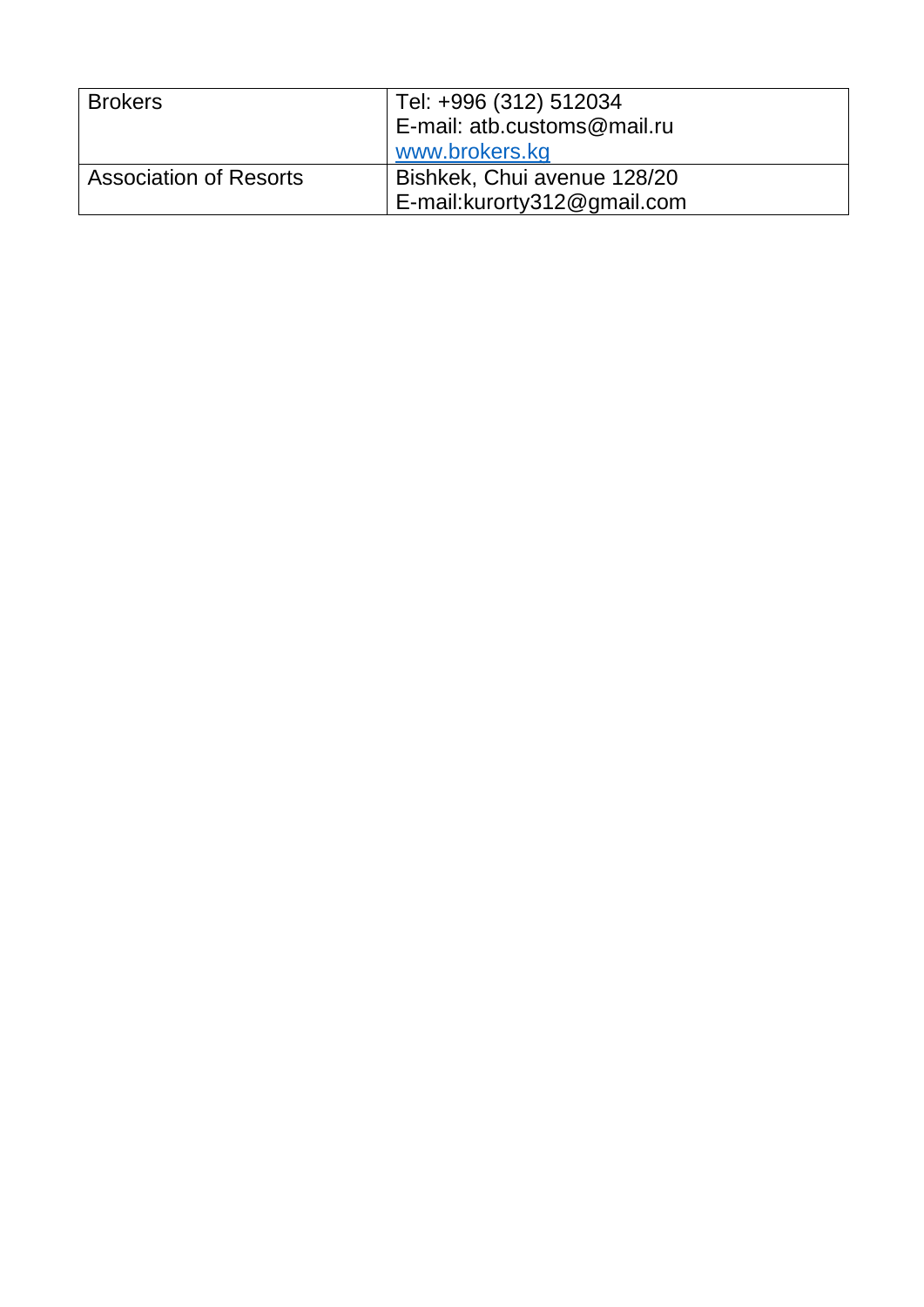| | |
|---|---|
| Brokers | Tel: +996 (312) 512034<br>E-mail: atb.customs@mail.ru<br>www.brokers.kg |
| Association of Resorts | Bishkek, Chui avenue 128/20<br>E-mail:kurorty312@gmail.com |